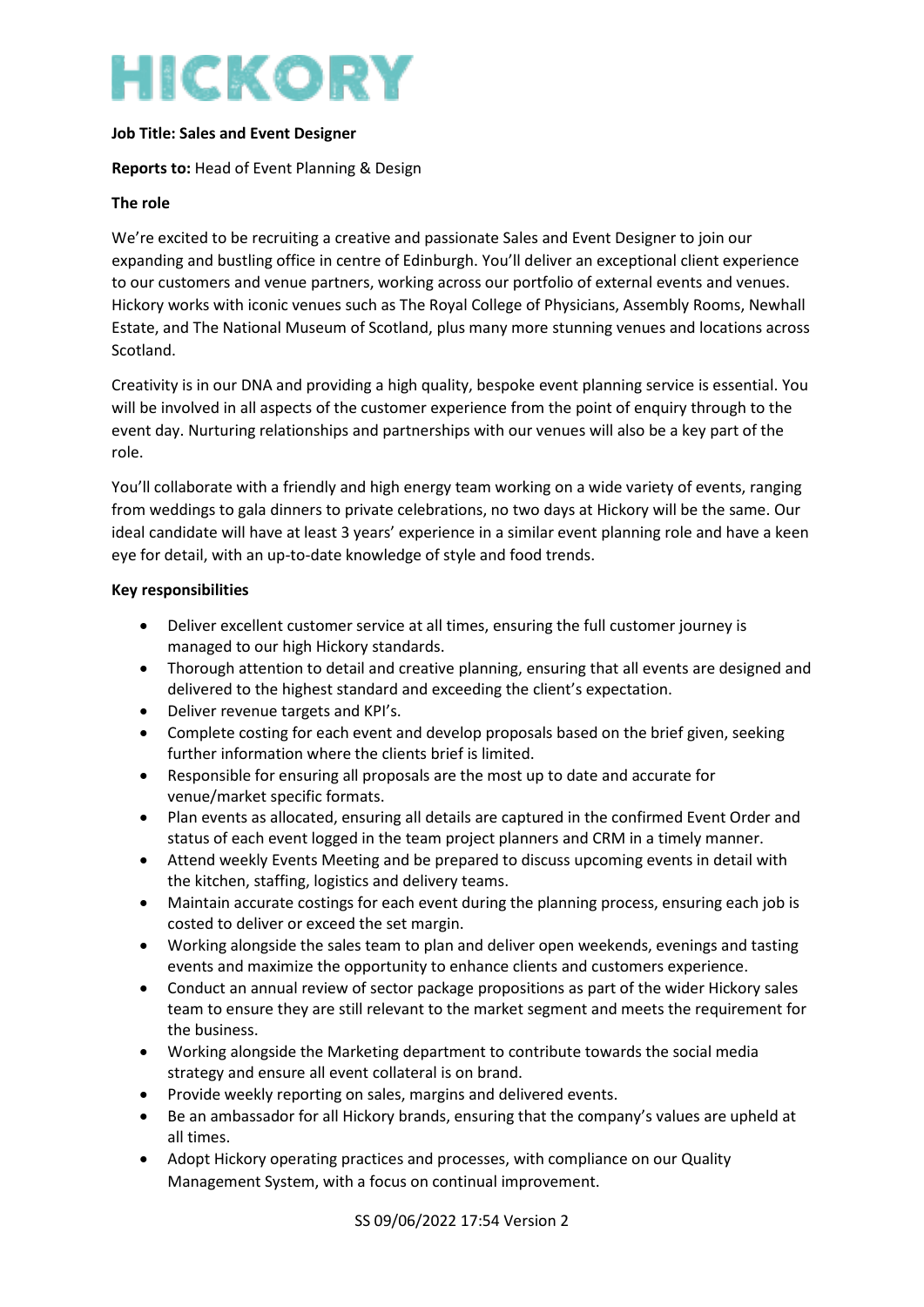# HICKORY

**Job Title: Sales and Event Designer**

**Reports to:** Head of Event Planning & Design

**The role**

We're excited to be recruiting a creative and passionate Sales and Event Designer to join our expanding and bustling office in centre of Edinburgh. You'll deliver an exceptional client experience to our customers and venue partners, working across our portfolio of external events and venues. Hickory works with iconic venues such as The Royal College of Physicians, Assembly Rooms, Newhall Estate, and The National Museum of Scotland, plus many more stunning venues and locations across Scotland.

Creativity is in our DNA and providing a high quality, bespoke event planning service is essential. You will be involved in all aspects of the customer experience from the point of enquiry through to the event day. Nurturing relationships and partnerships with our venues will also be a key part of the role.

You'll collaborate with a friendly and high energy team working on a wide variety of events, ranging from weddings to gala dinners to private celebrations, no two days at Hickory will be the same. Our ideal candidate will have at least 3 years' experience in a similar event planning role and have a keen eye for detail, with an up-to-date knowledge of style and food trends.

**Key responsibilities**

- Deliver excellent customer service at all times, ensuring the full customer journey is managed to our high Hickory standards.
- Thorough attention to detail and creative planning, ensuring that all events are designed and delivered to the highest standard and exceeding the client's expectation.
- Deliver revenue targets and KPI's.
- Complete costing for each event and develop proposals based on the brief given, seeking further information where the clients brief is limited.
- Responsible for ensuring all proposals are the most up to date and accurate for venue/market specific formats.
- Plan events as allocated, ensuring all details are captured in the confirmed Event Order and status of each event logged in the team project planners and CRM in a timely manner.
- Attend weekly Events Meeting and be prepared to discuss upcoming events in detail with the kitchen, staffing, logistics and delivery teams.
- Maintain accurate costings for each event during the planning process, ensuring each job is costed to deliver or exceed the set margin.
- Working alongside the sales team to plan and deliver open weekends, evenings and tasting events and maximize the opportunity to enhance clients and customers experience.
- Conduct an annual review of sector package propositions as part of the wider Hickory sales team to ensure they are still relevant to the market segment and meets the requirement for the business.
- Working alongside the Marketing department to contribute towards the social media strategy and ensure all event collateral is on brand.
- Provide weekly reporting on sales, margins and delivered events.
- Be an ambassador for all Hickory brands, ensuring that the company's values are upheld at all times.
- Adopt Hickory operating practices and processes, with compliance on our Quality Management System, with a focus on continual improvement.

SS 09/06/2022 17:54 Version 2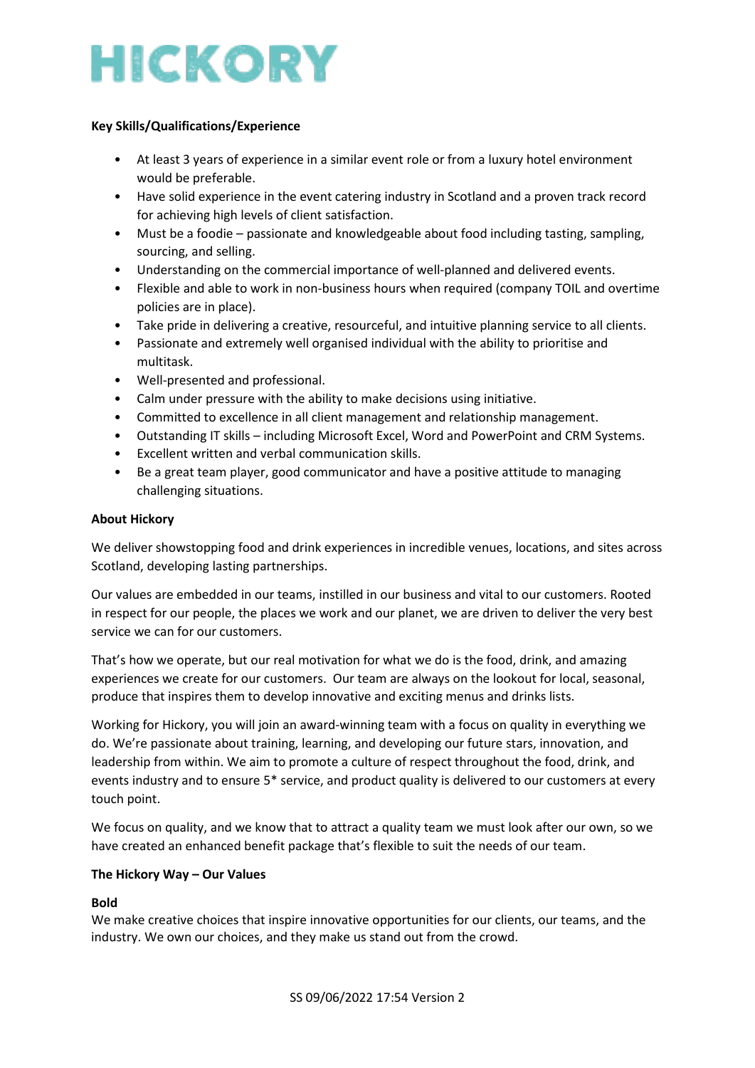**Key Skills/Qualifications/Experience**

- At least 3 years of experience in a similar event role or from a luxury hotel environment would be preferable.
- Have solid experience in the event catering industry in Scotland and a proven track record for achieving high levels of client satisfaction.
- Must be a foodie – passionate and knowledgeable about food including tasting, sampling, sourcing, and selling.
- Understanding on the commercial importance of well-planned and delivered events.
- Flexible and able to work in non-business hours when required (company TOIL and overtime policies are in place).
- Take pride in delivering a creative, resourceful, and intuitive planning service to all clients.
- Passionate and extremely well organised individual with the ability to prioritise and multitask.
- Well-presented and professional.
- Calm under pressure with the ability to make decisions using initiative.
- Committed to excellence in all client management and relationship management.
- Outstanding IT skills – including Microsoft Excel, Word and PowerPoint and CRM Systems.
- Excellent written and verbal communication skills.
- Be a great team player, good communicator and have a positive attitude to managing challenging situations.

**About Hickory**

We deliver showstopping food and drink experiences in incredible venues, locations, and sites across Scotland, developing lasting partnerships.

Our values are embedded in our teams, instilled in our business and vital to our customers. Rooted in respect for our people, the places we work and our planet, we are driven to deliver the very best service we can for our customers.

That's how we operate, but our real motivation for what we do is the food, drink, and amazing experiences we create for our customers. Our team are always on the lookout for local, seasonal, produce that inspires them to develop innovative and exciting menus and drinks lists.

Working for Hickory, you will join an award-winning team with a focus on quality in everything we do. We're passionate about training, learning, and developing our future stars, innovation, and leadership from within. We aim to promote a culture of respect throughout the food, drink, and events industry and to ensure 5* service, and product quality is delivered to our customers at every touch point.

We focus on quality, and we know that to attract a quality team we must look after our own, so we have created an enhanced benefit package that's flexible to suit the needs of our team.

**The Hickory Way – Our Values**

**Bold**
We make creative choices that inspire innovative opportunities for our clients, our teams, and the industry. We own our choices, and they make us stand out from the crowd.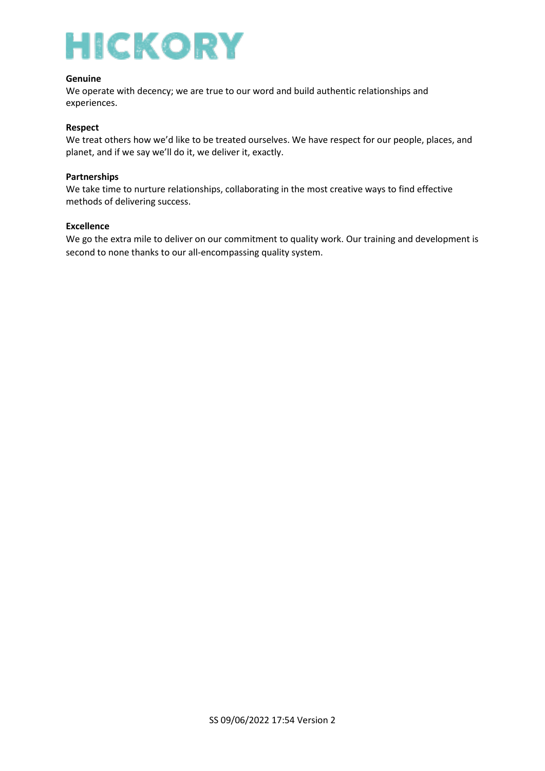**Genuine**
We operate with decency; we are true to our word and build authentic relationships and experiences.

**Respect**
We treat others how we'd like to be treated ourselves. We have respect for our people, places, and planet, and if we say we'll do it, we deliver it, exactly.

**Partnerships**
We take time to nurture relationships, collaborating in the most creative ways to find effective methods of delivering success.

**Excellence**
We go the extra mile to deliver on our commitment to quality work. Our training and development is second to none thanks to our all-encompassing quality system.